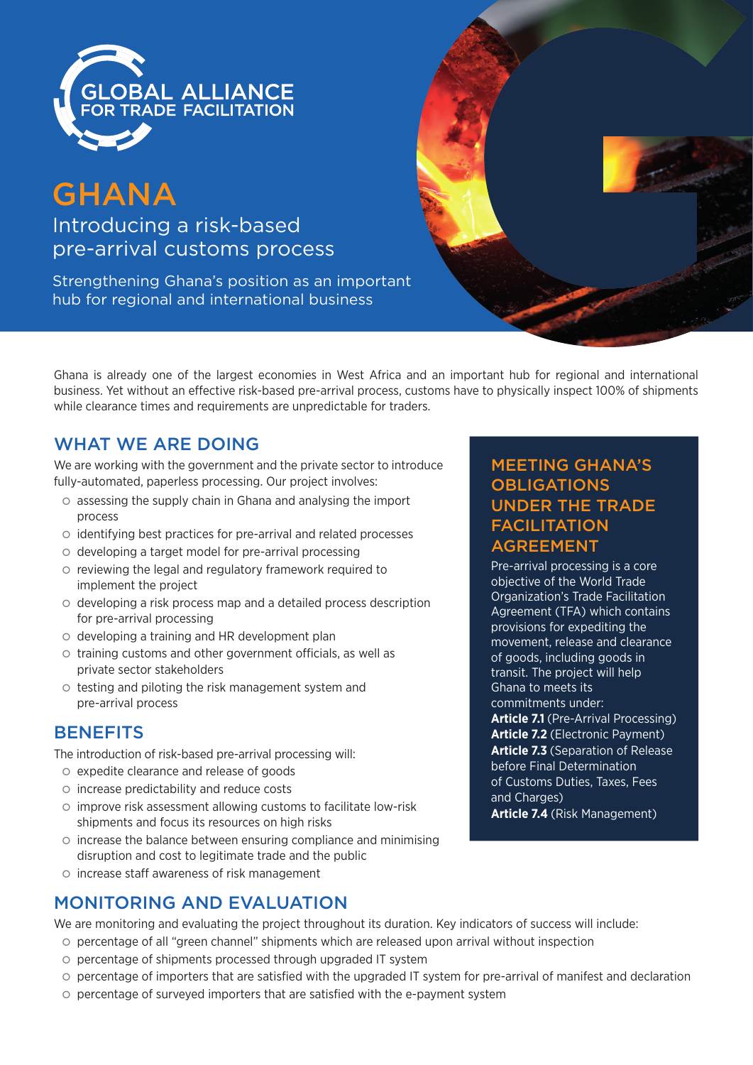GLOBAL ALLIANCE FOR TRADE FACILITATION

# GHANA

## Introducing a risk-based pre-arrival customs process

Strengthening Ghana's position as an important hub for regional and international business

Ghana is already one of the largest economies in West Africa and an important hub for regional and international business. Yet without an effective risk-based pre-arrival process, customs have to physically inspect 100% of shipments while clearance times and requirements are unpredictable for traders.

## WHAT WE ARE DOING

We are working with the government and the private sector to introduce fully-automated, paperless processing. Our project involves:

- assessing the supply chain in Ghana and analysing the import process
- identifying best practices for pre-arrival and related processes
- developing a target model for pre-arrival processing
- reviewing the legal and regulatory framework required to implement the project
- developing a risk process map and a detailed process description for pre-arrival processing
- developing a training and HR development plan
- training customs and other government officials, as well as private sector stakeholders
- testing and piloting the risk management system and pre-arrival process

## BENEFITS

The introduction of risk-based pre-arrival processing will:

- expedite clearance and release of goods
- increase predictability and reduce costs
- improve risk assessment allowing customs to facilitate low-risk shipments and focus its resources on high risks
- increase the balance between ensuring compliance and minimising disruption and cost to legitimate trade and the public
- increase staff awareness of risk management

## MEETING GHANA'S OBLIGATIONS UNDER THE TRADE FACILITATION AGREEMENT

Pre-arrival processing is a core objective of the World Trade Organization's Trade Facilitation Agreement (TFA) which contains provisions for expediting the movement, release and clearance of goods, including goods in transit. The project will help Ghana to meets its commitments under:

**Article 7.1** (Pre-Arrival Processing)
**Article 7.2** (Electronic Payment)
**Article 7.3** (Separation of Release before Final Determination of Customs Duties, Taxes, Fees and Charges)
**Article 7.4** (Risk Management)

## MONITORING AND EVALUATION

We are monitoring and evaluating the project throughout its duration. Key indicators of success will include:

- percentage of all "green channel" shipments which are released upon arrival without inspection
- percentage of shipments processed through upgraded IT system
- percentage of importers that are satisfied with the upgraded IT system for pre-arrival of manifest and declaration
- percentage of surveyed importers that are satisfied with the e-payment system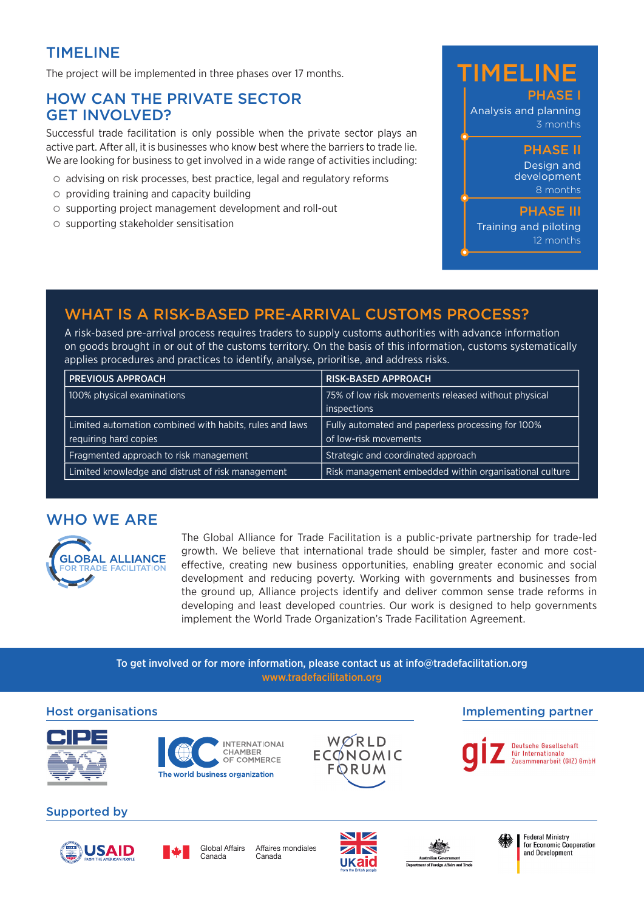## TIMELINE

The project will be implemented in three phases over 17 months.

## HOW CAN THE PRIVATE SECTOR GET INVOLVED?

Successful trade facilitation is only possible when the private sector plays an active part. After all, it is businesses who know best where the barriers to trade lie. We are looking for business to get involved in a wide range of activities including:

- advising on risk processes, best practice, legal and regulatory reforms
- providing training and capacity building
- supporting project management development and roll-out
- supporting stakeholder sensitisation

## TIMELINE

**PHASE I**
Analysis and planning
3 months

**PHASE II**
Design and development
8 months

**PHASE III**
Training and piloting
12 months

## WHAT IS A RISK-BASED PRE-ARRIVAL CUSTOMS PROCESS?

A risk-based pre-arrival process requires traders to supply customs authorities with advance information on goods brought in or out of the customs territory. On the basis of this information, customs systematically applies procedures and practices to identify, analyse, prioritise, and address risks.

| PREVIOUS APPROACH | RISK-BASED APPROACH |
|---|---|
| 100% physical examinations | 75% of low risk movements released without physical inspections |
| Limited automation combined with habits, rules and laws requiring hard copies | Fully automated and paperless processing for 100% of low-risk movements |
| Fragmented approach to risk management | Strategic and coordinated approach |
| Limited knowledge and distrust of risk management | Risk management embedded within organisational culture |

## WHO WE ARE

GLOBAL ALLIANCE FOR TRADE FACILITATION

The Global Alliance for Trade Facilitation is a public-private partnership for trade-led growth. We believe that international trade should be simpler, faster and more cost-effective, creating new business opportunities, enabling greater economic and social development and reducing poverty. Working with governments and businesses from the ground up, Alliance projects identify and deliver common sense trade reforms in developing and least developed countries. Our work is designed to help governments implement the World Trade Organization's Trade Facilitation Agreement.

**To get involved or for more information, please contact us at info@tradefacilitation.org**
www.tradefacilitation.org

### Host organisations

CIPE

ICC International Chamber of Commerce – The world business organization

World Economic Forum

### Implementing partner

giz Deutsche Gesellschaft für Internationale Zusammenarbeit (GIZ) GmbH

### Supported by

USAID – From the American People

Global Affairs Canada / Affaires mondiales Canada

UKaid – from the British people

Australian Government – Department of Foreign Affairs and Trade

Federal Ministry for Economic Cooperation and Development